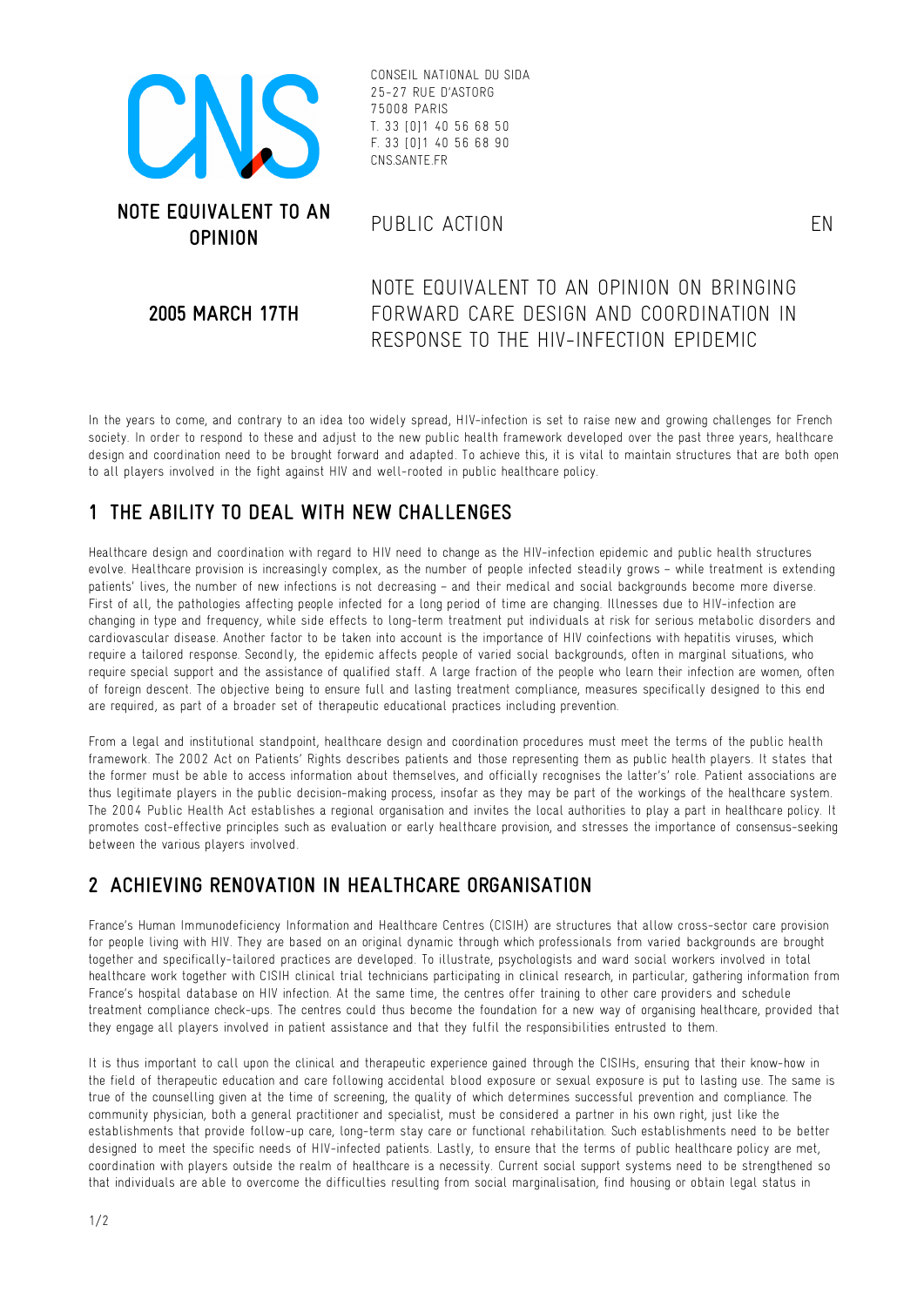CONSEIL NATIONAL DU SIDA
25-27 RUE D'ASTORG
75008 PARIS
T. 33 [0]1 40 56 68 50
F. 33 [0]1 40 56 68 90
CNS.SANTE.FR

**NOTE EQUIVALENT TO AN OPINION**

PUBLIC ACTION

EN

**2005 MARCH 17TH**

# NOTE EQUIVALENT TO AN OPINION ON BRINGING FORWARD CARE DESIGN AND COORDINATION IN RESPONSE TO THE HIV-INFECTION EPIDEMIC

In the years to come, and contrary to an idea too widely spread, HIV-infection is set to raise new and growing challenges for French society. In order to respond to these and adjust to the new public health framework developed over the past three years, healthcare design and coordination need to be brought forward and adapted. To achieve this, it is vital to maintain structures that are both open to all players involved in the fight against HIV and well-rooted in public healthcare policy.

## 1 THE ABILITY TO DEAL WITH NEW CHALLENGES

Healthcare design and coordination with regard to HIV need to change as the HIV-infection epidemic and public health structures evolve. Healthcare provision is increasingly complex, as the number of people infected steadily grows – while treatment is extending patients' lives, the number of new infections is not decreasing – and their medical and social backgrounds become more diverse. First of all, the pathologies affecting people infected for a long period of time are changing. Illnesses due to HIV-infection are changing in type and frequency, while side effects to long-term treatment put individuals at risk for serious metabolic disorders and cardiovascular disease. Another factor to be taken into account is the importance of HIV coinfections with hepatitis viruses, which require a tailored response. Secondly, the epidemic affects people of varied social backgrounds, often in marginal situations, who require special support and the assistance of qualified staff. A large fraction of the people who learn their infection are women, often of foreign descent. The objective being to ensure full and lasting treatment compliance, measures specifically designed to this end are required, as part of a broader set of therapeutic educational practices including prevention.

From a legal and institutional standpoint, healthcare design and coordination procedures must meet the terms of the public health framework. The 2002 Act on Patients' Rights describes patients and those representing them as public health players. It states that the former must be able to access information about themselves, and officially recognises the latter's' role. Patient associations are thus legitimate players in the public decision-making process, insofar as they may be part of the workings of the healthcare system. The 2004 Public Health Act establishes a regional organisation and invites the local authorities to play a part in healthcare policy. It promotes cost-effective principles such as evaluation or early healthcare provision, and stresses the importance of consensus-seeking between the various players involved.

## 2 ACHIEVING RENOVATION IN HEALTHCARE ORGANISATION

France's Human Immunodeficiency Information and Healthcare Centres (CISIH) are structures that allow cross-sector care provision for people living with HIV. They are based on an original dynamic through which professionals from varied backgrounds are brought together and specifically-tailored practices are developed. To illustrate, psychologists and ward social workers involved in total healthcare work together with CISIH clinical trial technicians participating in clinical research, in particular, gathering information from France's hospital database on HIV infection. At the same time, the centres offer training to other care providers and schedule treatment compliance check-ups. The centres could thus become the foundation for a new way of organising healthcare, provided that they engage all players involved in patient assistance and that they fulfil the responsibilities entrusted to them.

It is thus important to call upon the clinical and therapeutic experience gained through the CISIHs, ensuring that their know-how in the field of therapeutic education and care following accidental blood exposure or sexual exposure is put to lasting use. The same is true of the counselling given at the time of screening, the quality of which determines successful prevention and compliance. The community physician, both a general practitioner and specialist, must be considered a partner in his own right, just like the establishments that provide follow-up care, long-term stay care or functional rehabilitation. Such establishments need to be better designed to meet the specific needs of HIV-infected patients. Lastly, to ensure that the terms of public healthcare policy are met, coordination with players outside the realm of healthcare is a necessity. Current social support systems need to be strengthened so that individuals are able to overcome the difficulties resulting from social marginalisation, find housing or obtain legal status in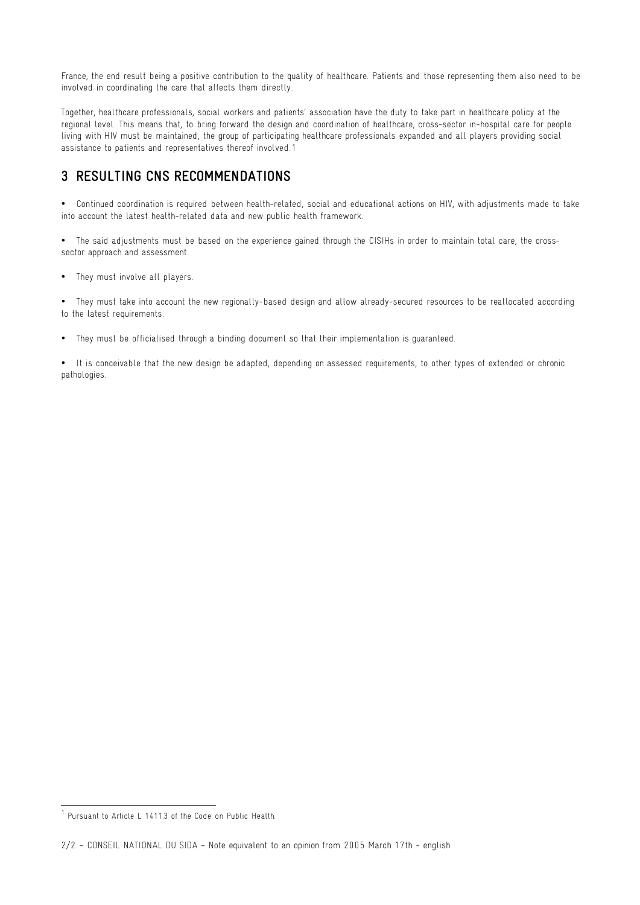France, the end result being a positive contribution to the quality of healthcare. Patients and those representing them also need to be involved in coordinating the care that affects them directly.

Together, healthcare professionals, social workers and patients' association have the duty to take part in healthcare policy at the regional level. This means that, to bring forward the design and coordination of healthcare, cross-sector in-hospital care for people living with HIV must be maintained, the group of participating healthcare professionals expanded and all players providing social assistance to patients and representatives thereof involved.[1]

## 3 RESULTING CNS RECOMMENDATIONS

- Continued coordination is required between health-related, social and educational actions on HIV, with adjustments made to take into account the latest health-related data and new public health framework.

- The said adjustments must be based on the experience gained through the CISIHs in order to maintain total care, the cross-sector approach and assessment.

- They must involve all players.

- They must take into account the new regionally-based design and allow already-secured resources to be reallocated according to the latest requirements.

- They must be officialised through a binding document so that their implementation is guaranteed.

- It is conceivable that the new design be adapted, depending on assessed requirements, to other types of extended or chronic pathologies.

[1] Pursuant to Article L 1411.3 of the Code on Public Health.